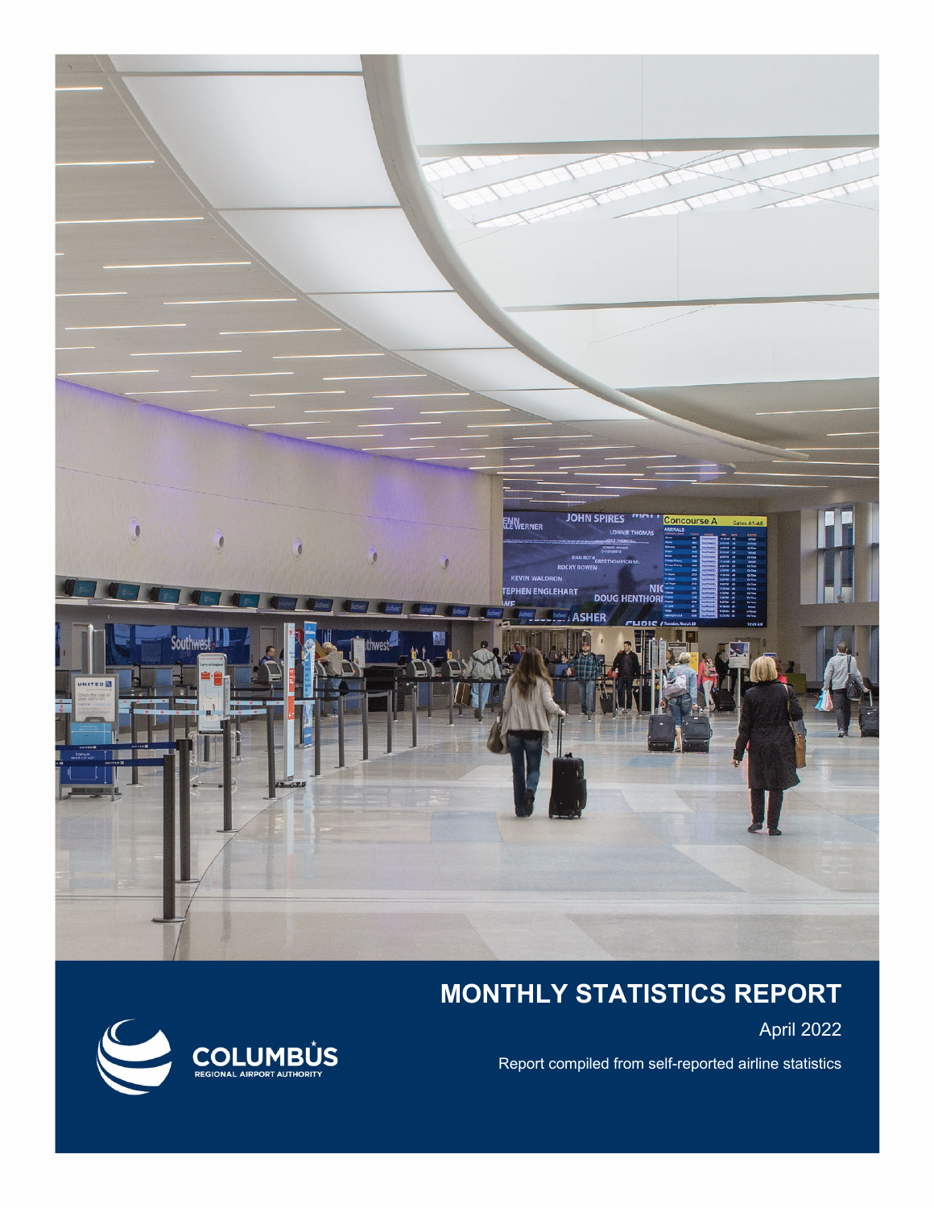# MONTHLY STATISTICS REPORT

April 2022

Report compiled from self-reported airline statistics

COLUMBUS REGIONAL AIRPORT AUTHORITY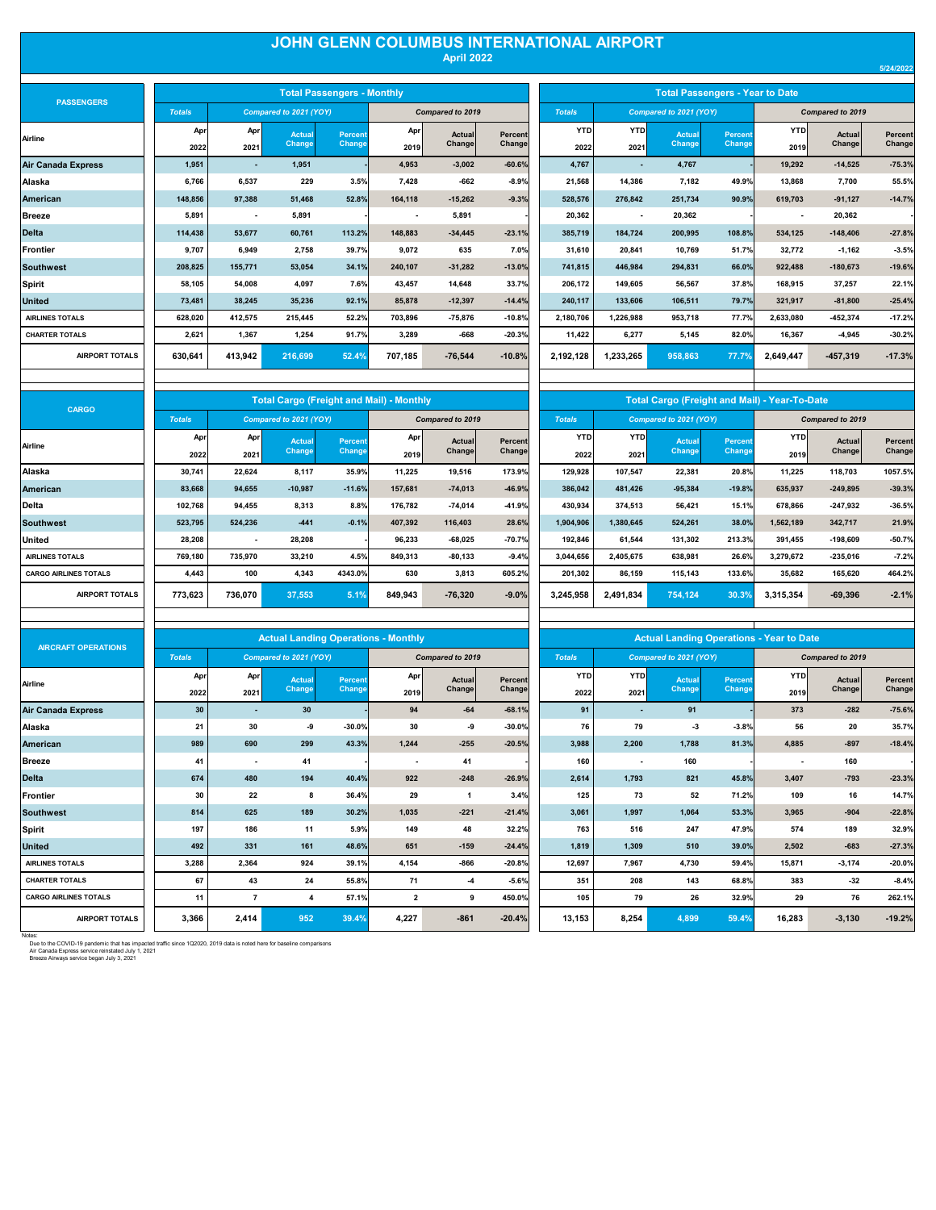# JOHN GLENN COLUMBUS INTERNATIONAL AIRPORT

## April 2022

5/24/2022

| PASSENGERS | Total Passengers - Monthly | | | | | | | Total Passengers - Year to Date | | | | | | |
|---|---|---|---|---|---|---|---|---|---|---|---|---|---|---|
| | Totals | Compared to 2021 (YOY) | | | Compared to 2019 | | | Totals | Compared to 2021 (YOY) | | | Compared to 2019 | | |
| Airline | Apr 2022 | Apr 2021 | Actual Change | Percent Change | Apr 2019 | Actual Change | Percent Change | YTD 2022 | YTD 2021 | Actual Change | Percent Change | YTD 2019 | Actual Change | Percent Change |
| Air Canada Express | 1,951 | - | 1,951 | - | 4,953 | -3,002 | -60.6% | 4,767 | - | 4,767 | - | 19,292 | -14,525 | -75.3% |
| Alaska | 6,766 | 6,537 | 229 | 3.5% | 7,428 | -662 | -8.9% | 21,568 | 14,386 | 7,182 | 49.9% | 13,868 | 7,700 | 55.5% |
| American | 148,856 | 97,388 | 51,468 | 52.8% | 164,118 | -15,262 | -9.3% | 528,576 | 276,842 | 251,734 | 90.9% | 619,703 | -91,127 | -14.7% |
| Breeze | 5,891 | - | 5,891 | - | - | 5,891 | - | 20,362 | - | 20,362 | - | - | 20,362 | - |
| Delta | 114,438 | 53,677 | 60,761 | 113.2% | 148,883 | -34,445 | -23.1% | 385,719 | 184,724 | 200,995 | 108.8% | 534,125 | -148,406 | -27.8% |
| Frontier | 9,707 | 6,949 | 2,758 | 39.7% | 9,072 | 635 | 7.0% | 31,610 | 20,841 | 10,769 | 51.7% | 32,772 | -1,162 | -3.5% |
| Southwest | 208,825 | 155,771 | 53,054 | 34.1% | 240,107 | -31,282 | -13.0% | 741,815 | 446,984 | 294,831 | 66.0% | 922,488 | -180,673 | -19.6% |
| Spirit | 58,105 | 54,008 | 4,097 | 7.6% | 43,457 | 14,648 | 33.7% | 206,172 | 149,605 | 56,567 | 37.8% | 168,915 | 37,257 | 22.1% |
| United | 73,481 | 38,245 | 35,236 | 92.1% | 85,878 | -12,397 | -14.4% | 240,117 | 133,606 | 106,511 | 79.7% | 321,917 | -81,800 | -25.4% |
| AIRLINES TOTALS | 628,020 | 412,575 | 215,445 | 52.2% | 703,896 | -75,876 | -10.8% | 2,180,706 | 1,226,988 | 953,718 | 77.7% | 2,633,080 | -452,374 | -17.2% |
| CHARTER TOTALS | 2,621 | 1,367 | 1,254 | 91.7% | 3,289 | -668 | -20.3% | 11,422 | 6,277 | 5,145 | 82.0% | 16,367 | -4,945 | -30.2% |
| AIRPORT TOTALS | 630,641 | 413,942 | 216,699 | 52.4% | 707,185 | -76,544 | -10.8% | 2,192,128 | 1,233,265 | 958,863 | 77.7% | 2,649,447 | -457,319 | -17.3% |

| CARGO | Total Cargo (Freight and Mail) - Monthly | | | | | | | Total Cargo (Freight and Mail) - Year-To-Date | | | | | | |
|---|---|---|---|---|---|---|---|---|---|---|---|---|---|---|
| | Totals | Compared to 2021 (YOY) | | | Compared to 2019 | | | Totals | Compared to 2021 (YOY) | | | Compared to 2019 | | |
| Airline | Apr 2022 | Apr 2021 | Actual Change | Percent Change | Apr 2019 | Actual Change | Percent Change | YTD 2022 | YTD 2021 | Actual Change | Percent Change | YTD 2019 | Actual Change | Percent Change |
| Alaska | 30,741 | 22,624 | 8,117 | 35.9% | 11,225 | 19,516 | 173.9% | 129,928 | 107,547 | 22,381 | 20.8% | 11,225 | 118,703 | 1057.5% |
| American | 83,668 | 94,655 | -10,987 | -11.6% | 157,681 | -74,013 | -46.9% | 386,042 | 481,426 | -95,384 | -19.8% | 635,937 | -249,895 | -39.3% |
| Delta | 102,768 | 94,455 | 8,313 | 8.8% | 176,782 | -74,014 | -41.9% | 430,934 | 374,513 | 56,421 | 15.1% | 678,866 | -247,932 | -36.5% |
| Southwest | 523,795 | 524,236 | -441 | -0.1% | 407,392 | 116,403 | 28.6% | 1,904,906 | 1,380,645 | 524,261 | 38.0% | 1,562,189 | 342,717 | 21.9% |
| United | 28,208 | - | 28,208 | | 96,233 | -68,025 | -70.7% | 192,846 | 61,544 | 131,302 | 213.3% | 391,455 | -198,609 | -50.7% |
| AIRLINES TOTALS | 769,180 | 735,970 | 33,210 | 4.5% | 849,313 | -80,133 | -9.4% | 3,044,656 | 2,405,675 | 638,981 | 26.6% | 3,279,672 | -235,016 | -7.2% |
| CARGO AIRLINES TOTALS | 4,443 | 100 | 4,343 | 4343.0% | 630 | 3,813 | 605.2% | 201,302 | 86,159 | 115,143 | 133.6% | 35,682 | 165,620 | 464.2% |
| AIRPORT TOTALS | 773,623 | 736,070 | 37,553 | 5.1% | 849,943 | -76,320 | -9.0% | 3,245,958 | 2,491,834 | 754,124 | 30.3% | 3,315,354 | -69,396 | -2.1% |

| AIRCRAFT OPERATIONS | Actual Landing Operations - Monthly | | | | | | | Actual Landing Operations - Year to Date | | | | | | |
|---|---|---|---|---|---|---|---|---|---|---|---|---|---|---|
| | Totals | Compared to 2021 (YOY) | | | Compared to 2019 | | | Totals | Compared to 2021 (YOY) | | | Compared to 2019 | | |
| Airline | Apr 2022 | Apr 2021 | Actual Change | Percent Change | Apr 2019 | Actual Change | Percent Change | YTD 2022 | YTD 2021 | Actual Change | Percent Change | YTD 2019 | Actual Change | Percent Change |
| Air Canada Express | 30 | - | 30 | - | 94 | -64 | -68.1% | 91 | - | 91 | - | 373 | -282 | -75.6% |
| Alaska | 21 | 30 | -9 | -30.0% | 30 | -9 | -30.0% | 76 | 79 | -3 | -3.8% | 56 | 20 | 35.7% |
| American | 989 | 690 | 299 | 43.3% | 1,244 | -255 | -20.5% | 3,988 | 2,200 | 1,788 | 81.3% | 4,885 | -897 | -18.4% |
| Breeze | 41 | - | 41 | - | - | 41 | - | 160 | - | 160 | - | - | 160 | - |
| Delta | 674 | 480 | 194 | 40.4% | 922 | -248 | -26.9% | 2,614 | 1,793 | 821 | 45.8% | 3,407 | -793 | -23.3% |
| Frontier | 30 | 22 | 8 | 36.4% | 29 | 1 | 3.4% | 125 | 73 | 52 | 71.2% | 109 | 16 | 14.7% |
| Southwest | 814 | 625 | 189 | 30.2% | 1,035 | -221 | -21.4% | 3,061 | 1,997 | 1,064 | 53.3% | 3,965 | -904 | -22.8% |
| Spirit | 197 | 186 | 11 | 5.9% | 149 | 48 | 32.2% | 763 | 516 | 247 | 47.9% | 574 | 189 | 32.9% |
| United | 492 | 331 | 161 | 48.6% | 651 | -159 | -24.4% | 1,819 | 1,309 | 510 | 39.0% | 2,502 | -683 | -27.3% |
| AIRLINES TOTALS | 3,288 | 2,364 | 924 | 39.1% | 4,154 | -866 | -20.8% | 12,697 | 7,967 | 4,730 | 59.4% | 15,871 | -3,174 | -20.0% |
| CHARTER TOTALS | 67 | 43 | 24 | 55.8% | 71 | -4 | -5.6% | 351 | 208 | 143 | 68.8% | 383 | -32 | -8.4% |
| CARGO AIRLINES TOTALS | 11 | 7 | 4 | 57.1% | 2 | 9 | 450.0% | 105 | 79 | 26 | 32.9% | 29 | 76 | 262.1% |
| AIRPORT TOTALS | 3,366 | 2,414 | 952 | 39.4% | 4,227 | -861 | -20.4% | 13,153 | 8,254 | 4,899 | 59.4% | 16,283 | -3,130 | -19.2% |

Notes:
Due to the COVID-19 pandemic that has impacted traffic since 1Q2020, 2019 data is noted here for baseline comparisons
Air Canada Express service reinstated July 1, 2021
Breeze Airways service began July 3, 2021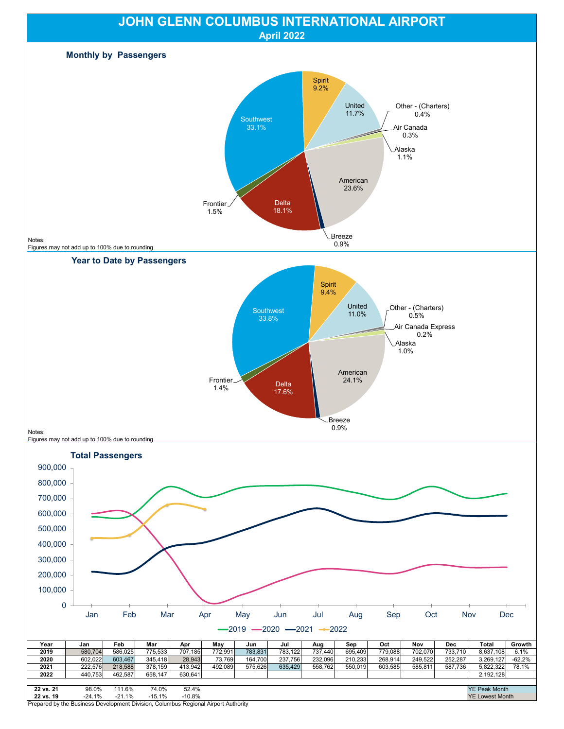# JOHN GLENN COLUMBUS INTERNATIONAL AIRPORT

## April 2022

### Monthly by Passengers

| Airline | Share |
|---|---|
| Southwest | 33.1% |
| Spirit | 9.2% |
| United | 11.7% |
| Other - (Charters) | 0.4% |
| Air Canada | 0.3% |
| Alaska | 1.1% |
| American | 23.6% |
| Breeze | 0.9% |
| Delta | 18.1% |
| Frontier | 1.5% |

Notes:
Figures may not add up to 100% due to rounding

### Year to Date by Passengers

| Airline | Share |
|---|---|
| Southwest | 33.8% |
| Spirit | 9.4% |
| United | 11.0% |
| Other - (Charters) | 0.5% |
| Air Canada Express | 0.2% |
| Alaska | 1.0% |
| American | 24.1% |
| Breeze | 0.9% |
| Delta | 17.6% |
| Frontier | 1.4% |

Notes:
Figures may not add up to 100% due to rounding

### Total Passengers

| Year | Jan | Feb | Mar | Apr | May | Jun | Jul | Aug | Sep | Oct | Nov | Dec | Total | Growth |
|---|---|---|---|---|---|---|---|---|---|---|---|---|---|---|
| 2019 | 580,704 | 586,025 | 775,533 | 707,185 | 772,991 | 783,831 | 783,122 | 737,440 | 695,409 | 779,088 | 702,070 | 733,710 | 8,637,108 | 6.1% |
| 2020 | 602,022 | 603,467 | 345,418 | 28,943 | 73,769 | 164,700 | 237,756 | 232,096 | 210,233 | 268,914 | 249,522 | 252,287 | 3,269,127 | -62.2% |
| 2021 | 222,576 | 218,588 | 378,159 | 413,942 | 492,089 | 575,626 | 635,429 | 558,762 | 550,019 | 603,585 | 585,811 | 587,736 | 5,822,322 | 78.1% |
| 2022 | 440,753 | 462,587 | 658,147 | 630,641 | | | | | | | | | 2,192,128 | |
| 22 vs. 21 | 98.0% | 111.6% | 74.0% | 52.4% | | | | | | | | | | |
| 22 vs. 19 | -24.1% | -21.1% | -15.1% | -10.8% | | | | | | | | | | |

YE Peak Month
YE Lowest Month

Prepared by the Business Development Division, Columbus Regional Airport Authority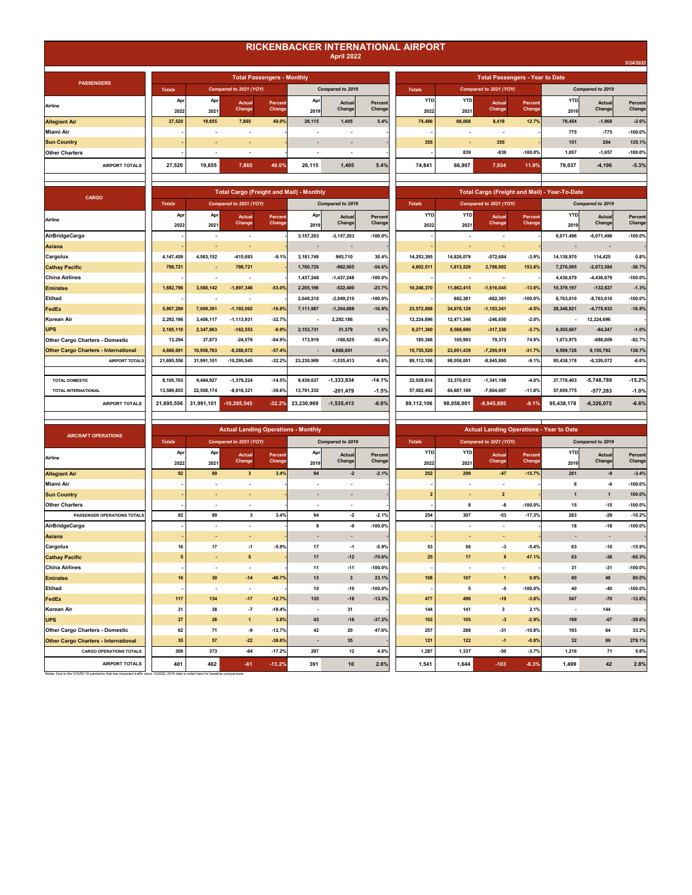# RICKENBACKER INTERNATIONAL AIRPORT

## April 2022

5/24/2022

| PASSENGERS | Total Passengers - Monthly | | | | | | | Total Passengers - Year to Date | | | | | | |
|---|---|---|---|---|---|---|---|---|---|---|---|---|---|---|
| | Totals | Compared to 2021 (YOY) | | | Compared to 2019 | | | Totals | Compared to 2021 (YOY) | | | Compared to 2019 | | |
| Airline | Apr 2022 | Apr 2021 | Actual Change | Percent Change | Apr 2019 | Actual Change | Percent Change | YTD 2022 | YTD 2021 | Actual Change | Percent Change | YTD 2019 | Actual Change | Percent Change |
| Allegiant Air | 27,520 | 19,655 | 7,865 | 40.0% | 26,115 | 1,405 | 5.4% | 74,486 | 66,068 | 8,418 | 12.7% | 76,454 | -1,968 | -2.6% |
| Miami Air | - | - | - | - | - | - | - | - | - | - | - | 775 | -775 | -100.0% |
| Sun Country | - | - | - | - | - | - | - | 355 | - | 355 | - | 151 | 204 | 135.1% |
| Other Charters | - | - | - | - | - | - | - | - | 839 | -839 | -100.0% | 1,657 | -1,657 | -100.0% |
| AIRPORT TOTALS | 27,520 | 19,655 | 7,865 | 40.0% | 26,115 | 1,405 | 5.4% | 74,841 | 66,907 | 7,934 | 11.9% | 79,037 | -4,196 | -5.3% |

| CARGO | Total Cargo (Freight and Mail) - Monthly | | | | | | | Total Cargo (Freight and Mail) - Year-To-Date | | | | | | |
|---|---|---|---|---|---|---|---|---|---|---|---|---|---|---|
| | Totals | Compared to 2021 (YOY) | | | Compared to 2019 | | | Totals | Compared to 2021 (YOY) | | | Compared to 2019 | | |
| Airline | Apr 2022 | Apr 2021 | Actual Change | Percent Change | Apr 2019 | Actual Change | Percent Change | YTD 2022 | YTD 2021 | Actual Change | Percent Change | YTD 2019 | Actual Change | Percent Change |
| AirBridgeCargo | - | - | - | - | 3,157,203 | -3,157,203 | -100.0% | - | - | - | - | 6,071,496 | -6,071,496 | -100.0% |
| Asiana | - | - | - | - | - | - | - | - | - | - | - | - | - | - |
| Cargolux | 4,147,459 | 4,563,152 | -415,693 | -9.1% | 3,181,749 | 965,710 | 30.4% | 14,253,395 | 14,826,079 | -572,684 | -3.9% | 14,138,970 | 114,425 | 0.8% |
| Cathay Pacific | 798,721 | - | 798,721 | - | 1,760,726 | -962,005 | -54.6% | 4,602,511 | 1,813,529 | 2,788,982 | 153.8% | 7,276,095 | -2,673,584 | -36.7% |
| China Airlines | - | - | - | - | 1,437,248 | -1,437,248 | -100.0% | - | - | - | - | 4,430,679 | -4,430,679 | -100.0% |
| Emirates | 1,682,796 | 3,580,142 | -1,897,346 | -53.0% | 2,205,196 | -522,400 | -23.7% | 10,246,370 | 11,862,415 | -1,616,045 | -13.6% | 10,379,197 | -132,827 | -1.3% |
| Etihad | - | - | - | - | 2,049,210 | -2,049,210 | -100.0% | - | 662,381 | -662,381 | -100.0% | 8,763,610 | -8,763,610 | -100.0% |
| FedEx | 5,907,299 | 7,099,391 | -1,192,092 | -16.8% | 7,111,987 | -1,204,688 | -16.9% | 23,572,888 | 24,676,129 | -1,103,241 | -4.5% | 28,348,821 | -4,775,933 | -16.8% |
| Korean Air | 2,292,186 | 3,406,117 | -1,113,931 | -32.7% | - | 2,292,186 | - | 12,224,696 | 12,471,346 | -246,650 | -2.0% | - | 12,224,696 | - |
| UPS | 2,185,110 | 2,347,663 | -162,553 | -6.9% | 2,153,731 | 31,379 | 1.5% | 8,271,360 | 8,588,690 | -317,330 | -3.7% | 8,355,607 | -84,247 | -1.0% |
| Other Cargo Charters - Domestic | 13,294 | 37,873 | -24,579 | -64.9% | 173,919 | -160,625 | -92.4% | 185,366 | 105,993 | 79,373 | 74.9% | 1,073,975 | -888,609 | -82.7% |
| Other Cargo Charters - International | 4,668,691 | 10,956,763 | -6,288,072 | -57.4% | - | 4,668,691 | - | 15,755,520 | 23,051,439 | -7,295,919 | -31.7% | 6,599,728 | 9,155,792 | 138.7% |
| AIRPORT TOTALS | 21,695,556 | 31,991,101 | -10,295,545 | -32.2% | 23,230,969 | -1,535,413 | -6.6% | 89,112,106 | 98,058,001 | -8,945,895 | -9.1% | 95,438,178 | -6,326,072 | -6.6% |
| TOTAL DOMESTIC | 8,105,703 | 9,484,927 | -1,379,224 | -14.5% | 9,439,637 | -1,333,934 | -14.1% | 32,029,614 | 33,370,812 | -1,341,198 | -4.0% | 37,778,403 | -5,748,789 | -15.2% |
| TOTAL INTERNATIONAL | 13,589,853 | 22,506,174 | -8,916,321 | -39.6% | 13,791,332 | -201,479 | -1.5% | 57,082,492 | 64,687,189 | -7,604,697 | -11.8% | 57,659,775 | -577,283 | -1.0% |
| AIRPORT TOTALS | 21,695,556 | 31,991,101 | -10,295,545 | -32.2% | 23,230,969 | -1,535,413 | -6.6% | 89,112,106 | 98,058,001 | -8,945,895 | -9.1% | 95,438,178 | -6,326,072 | -6.6% |

| AIRCRAFT OPERATIONS | Actual Landing Operations - Monthly | | | | | | | Actual Landing Operations - Year to Date | | | | | | |
|---|---|---|---|---|---|---|---|---|---|---|---|---|---|---|
| | Totals | Compared to 2021 (YOY) | | | Compared to 2019 | | | Totals | Compared to 2021 (YOY) | | | Compared to 2019 | | |
| Airline | Apr 2022 | Apr 2021 | Actual Change | Percent Change | Apr 2019 | Actual Change | Percent Change | YTD 2022 | YTD 2021 | Actual Change | Percent Change | YTD 2019 | Actual Change | Percent Change |
| Allegiant Air | 92 | 89 | 3 | 3.4% | 94 | -2 | -2.1% | 252 | 299 | -47 | -15.7% | 261 | -9 | -3.4% |
| Miami Air | - | - | - | - | - | - | - | - | - | - | - | 6 | -6 | -100.0% |
| Sun Country | - | - | - | - | - | - | - | 2 | - | 2 | - | 1 | 1 | 100.0% |
| Other Charters | - | - | - | - | - | - | - | - | 8 | -8 | -100.0% | 15 | -15 | -100.0% |
| PASSENGER OPERATIONS TOTALS | 92 | 89 | 3 | 3.4% | 94 | -2 | -2.1% | 254 | 307 | -53 | -17.3% | 283 | -29 | -10.2% |
| AirBridgeCargo | - | - | - | - | 9 | -9 | -100.0% | - | - | - | - | 18 | -18 | -100.0% |
| Asiana | - | - | - | - | - | - | - | - | - | - | - | - | - | - |
| Cargolux | 16 | 17 | -1 | -5.9% | 17 | -1 | -5.9% | 53 | 56 | -3 | -5.4% | 63 | -10 | -15.9% |
| Cathay Pacific | 5 | - | 5 | - | 17 | -12 | -70.6% | 25 | 17 | 8 | 47.1% | 63 | -38 | -60.3% |
| China Airlines | - | - | - | - | 11 | -11 | -100.0% | - | - | - | - | 31 | -31 | -100.0% |
| Emirates | 16 | 30 | -14 | -46.7% | 13 | 3 | 23.1% | 108 | 107 | 1 | 0.9% | 60 | 48 | 80.0% |
| Etihad | - | - | - | - | 10 | -10 | -100.0% | - | 5 | -5 | -100.0% | 40 | -40 | -100.0% |
| FedEx | 117 | 134 | -17 | -12.7% | 135 | -18 | -13.3% | 477 | 496 | -19 | -3.8% | 547 | -70 | -12.8% |
| Korean Air | 31 | 38 | -7 | -18.4% | - | 31 | - | 144 | 141 | 3 | 2.1% | - | 144 | - |
| UPS | 27 | 26 | 1 | 3.8% | 43 | -16 | -37.2% | 102 | 105 | -3 | -2.9% | 169 | -67 | -39.6% |
| Other Cargo Charters - Domestic | 62 | 71 | -9 | -12.7% | 42 | 20 | 47.6% | 257 | 288 | -31 | -10.8% | 193 | 64 | 33.2% |
| Other Cargo Charters - International | 35 | 57 | -22 | -38.6% | - | 35 | - | 121 | 122 | -1 | -0.8% | 32 | 89 | 278.1% |
| CARGO OPERATIONS TOTALS | 309 | 373 | -64 | -17.2% | 297 | 12 | 4.0% | 1,287 | 1,337 | -50 | -3.7% | 1,216 | 71 | 5.8% |
| AIRPORT TOTALS | 401 | 462 | -61 | -13.2% | 391 | 10 | 2.6% | 1,541 | 1,644 | -103 | -6.3% | 1,499 | 42 | 2.8% |

Notes: Due to the COVID-19 pandemic that has impacted traffic since 1Q2020, 2019 data is noted here for baseline comparisons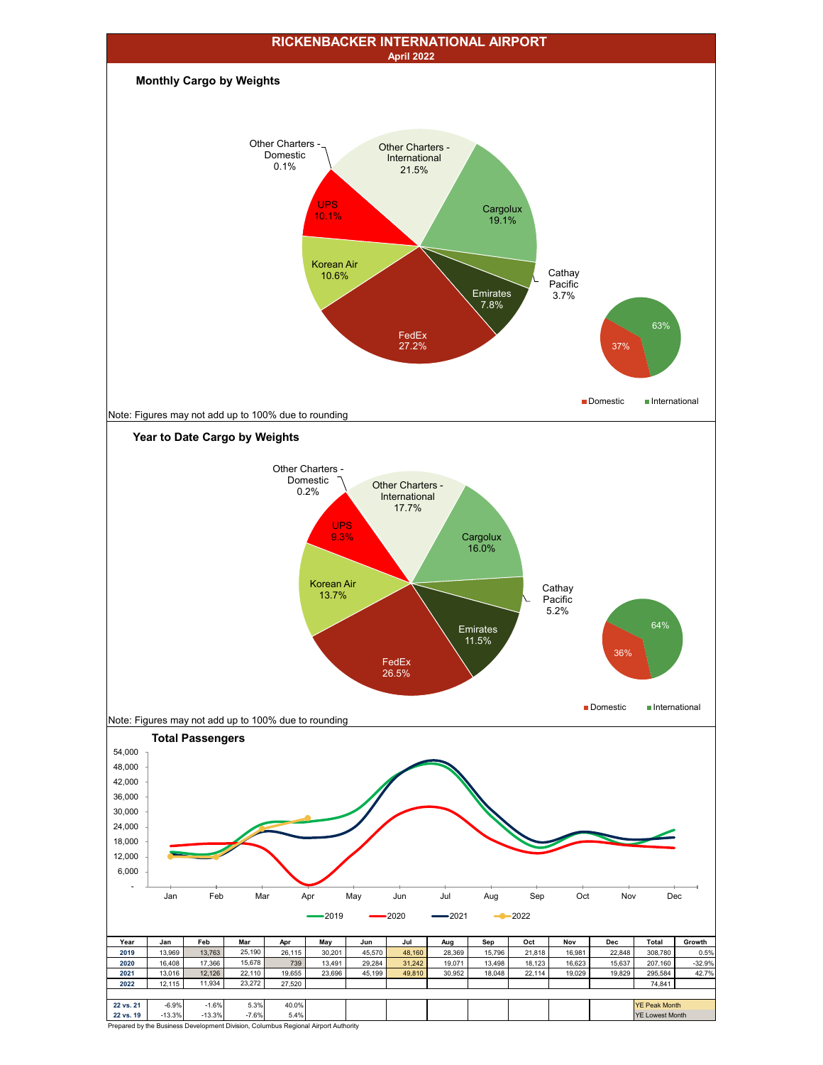# RICKENBACKER INTERNATIONAL AIRPORT

**April 2022**

## Monthly Cargo by Weights

Other Charters - Domestic 0.1%
Other Charters - International 21.5%
Cargolux 19.1%
Cathay Pacific 3.7%
Emirates 7.8%
FedEx 27.2%
Korean Air 10.6%
UPS 10.1%

37% Domestic, 63% International

Note: Figures may not add up to 100% due to rounding

## Year to Date Cargo by Weights

Other Charters - Domestic 0.2%
Other Charters - International 17.7%
Cargolux 16.0%
Cathay Pacific 5.2%
Emirates 11.5%
FedEx 26.5%
Korean Air 13.7%
UPS 9.3%

36% Domestic, 64% International

Note: Figures may not add up to 100% due to rounding

## Total Passengers

| Year | Jan | Feb | Mar | Apr | May | Jun | Jul | Aug | Sep | Oct | Nov | Dec | Total | Growth |
|---|---|---|---|---|---|---|---|---|---|---|---|---|---|---|
| 2019 | 13,969 | 13,763 | 25,190 | 26,115 | 30,201 | 45,570 | 48,160 | 28,369 | 15,796 | 21,818 | 16,981 | 22,848 | 308,780 | 0.5% |
| 2020 | 16,408 | 17,366 | 15,678 | 739 | 13,491 | 29,284 | 31,242 | 19,071 | 13,498 | 18,123 | 16,623 | 15,637 | 207,160 | -32.9% |
| 2021 | 13,016 | 12,126 | 22,110 | 19,655 | 23,696 | 45,199 | 49,810 | 30,952 | 18,048 | 22,114 | 19,029 | 19,829 | 295,584 | 42.7% |
| 2022 | 12,115 | 11,934 | 23,272 | 27,520 | | | | | | | | | 74,841 | |
| | | | | | | | | | | | | | | |
| 22 vs. 21 | -6.9% | -1.6% | 5.3% | 40.0% | | | | | | | | | YE Peak Month | |
| 22 vs. 19 | -13.3% | -13.3% | -7.6% | 5.4% | | | | | | | | | YE Lowest Month | |

Prepared by the Business Development Division, Columbus Regional Airport Authority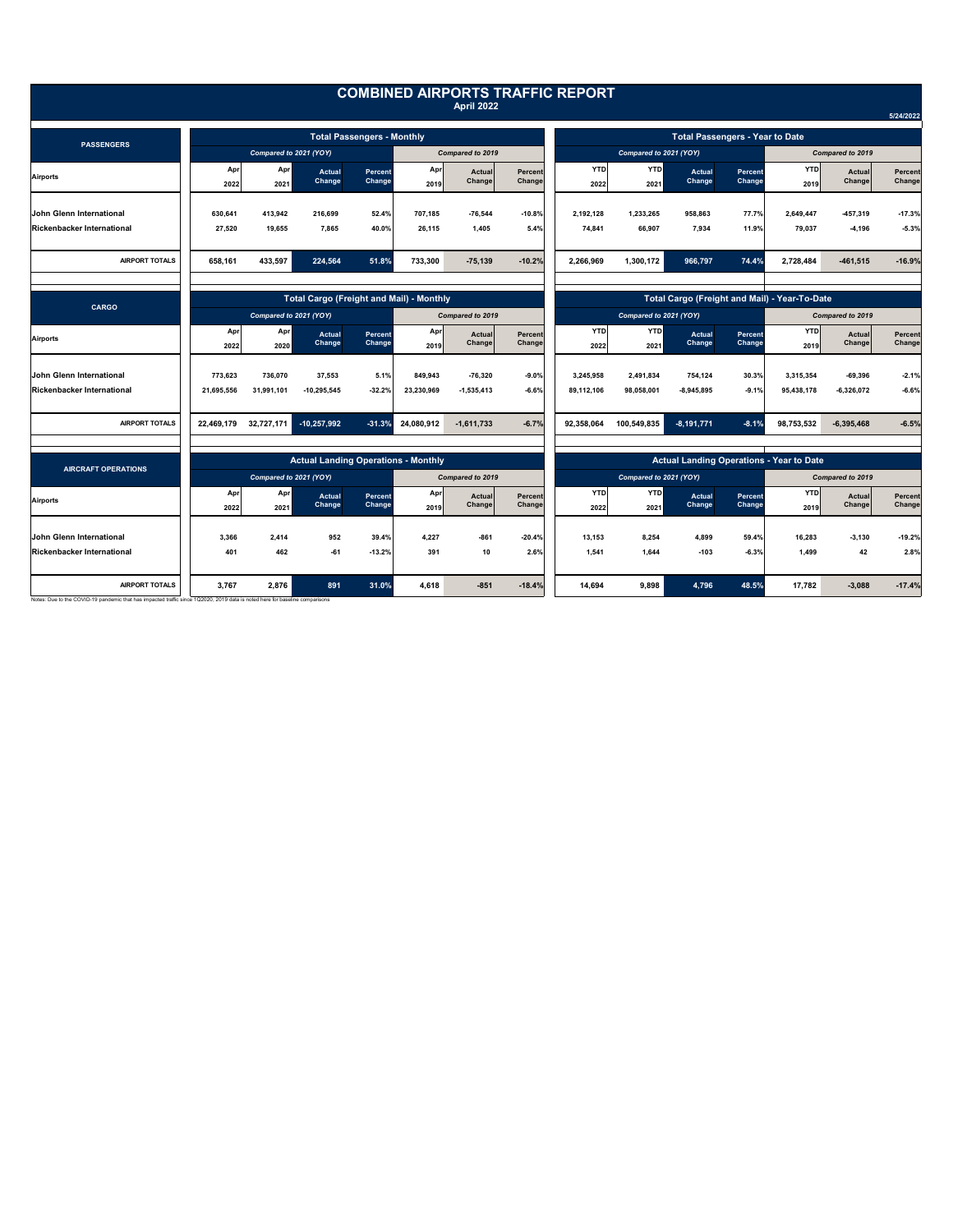# COMBINED AIRPORTS TRAFFIC REPORT

## April 2022

5/24/2022

| PASSENGERS | Total Passengers - Monthly | | | | | | | Total Passengers - Year to Date | | | | | | |
|---|---|---|---|---|---|---|---|---|---|---|---|---|---|---|
| | *Compared to 2021 (YOY)* | | | | *Compared to 2019* | | | *Compared to 2021 (YOY)* | | | | *Compared to 2019* | | |
| Airports | Apr 2022 | Apr 2021 | Actual Change | Percent Change | Apr 2019 | Actual Change | Percent Change | YTD 2022 | YTD 2021 | Actual Change | Percent Change | YTD 2019 | Actual Change | Percent Change |
| John Glenn International | 630,641 | 413,942 | 216,699 | 52.4% | 707,185 | -76,544 | -10.8% | 2,192,128 | 1,233,265 | 958,863 | 77.7% | 2,649,447 | -457,319 | -17.3% |
| Rickenbacker International | 27,520 | 19,655 | 7,865 | 40.0% | 26,115 | 1,405 | 5.4% | 74,841 | 66,907 | 7,934 | 11.9% | 79,037 | -4,196 | -5.3% |
| AIRPORT TOTALS | 658,161 | 433,597 | 224,564 | 51.8% | 733,300 | -75,139 | -10.2% | 2,266,969 | 1,300,172 | 966,797 | 74.4% | 2,728,484 | -461,515 | -16.9% |

| CARGO | Total Cargo (Freight and Mail) - Monthly | | | | | | | Total Cargo (Freight and Mail) - Year-To-Date | | | | | | |
|---|---|---|---|---|---|---|---|---|---|---|---|---|---|---|
| | *Compared to 2021 (YOY)* | | | | *Compared to 2019* | | | *Compared to 2021 (YOY)* | | | | *Compared to 2019* | | |
| Airports | Apr 2022 | Apr 2020 | Actual Change | Percent Change | Apr 2019 | Actual Change | Percent Change | YTD 2022 | YTD 2021 | Actual Change | Percent Change | YTD 2019 | Actual Change | Percent Change |
| John Glenn International | 773,623 | 736,070 | 37,553 | 5.1% | 849,943 | -76,320 | -9.0% | 3,245,958 | 2,491,834 | 754,124 | 30.3% | 3,315,354 | -69,396 | -2.1% |
| Rickenbacker International | 21,695,556 | 31,991,101 | -10,295,545 | -32.2% | 23,230,969 | -1,535,413 | -6.6% | 89,112,106 | 98,058,001 | -8,945,895 | -9.1% | 95,438,178 | -6,326,072 | -6.6% |
| AIRPORT TOTALS | 22,469,179 | 32,727,171 | -10,257,992 | -31.3% | 24,080,912 | -1,611,733 | -6.7% | 92,358,064 | 100,549,835 | -8,191,771 | -8.1% | 98,753,532 | -6,395,468 | -6.5% |

| AIRCRAFT OPERATIONS | Actual Landing Operations - Monthly | | | | | | | Actual Landing Operations - Year to Date | | | | | | |
|---|---|---|---|---|---|---|---|---|---|---|---|---|---|---|
| | *Compared to 2021 (YOY)* | | | | *Compared to 2019* | | | *Compared to 2021 (YOY)* | | | | *Compared to 2019* | | |
| Airports | Apr 2022 | Apr 2021 | Actual Change | Percent Change | Apr 2019 | Actual Change | Percent Change | YTD 2022 | YTD 2021 | Actual Change | Percent Change | YTD 2019 | Actual Change | Percent Change |
| John Glenn International | 3,366 | 2,414 | 952 | 39.4% | 4,227 | -861 | -20.4% | 13,153 | 8,254 | 4,899 | 59.4% | 16,283 | -3,130 | -19.2% |
| Rickenbacker International | 401 | 462 | -61 | -13.2% | 391 | 10 | 2.6% | 1,541 | 1,644 | -103 | -6.3% | 1,499 | 42 | 2.8% |
| AIRPORT TOTALS | 3,767 | 2,876 | 891 | 31.0% | 4,618 | -851 | -18.4% | 14,694 | 9,898 | 4,796 | 48.5% | 17,782 | -3,088 | -17.4% |

Notes: Due to the COVID-19 pandemic that has impacted traffic since 1Q2020, 2019 data is noted here for baseline comparisons